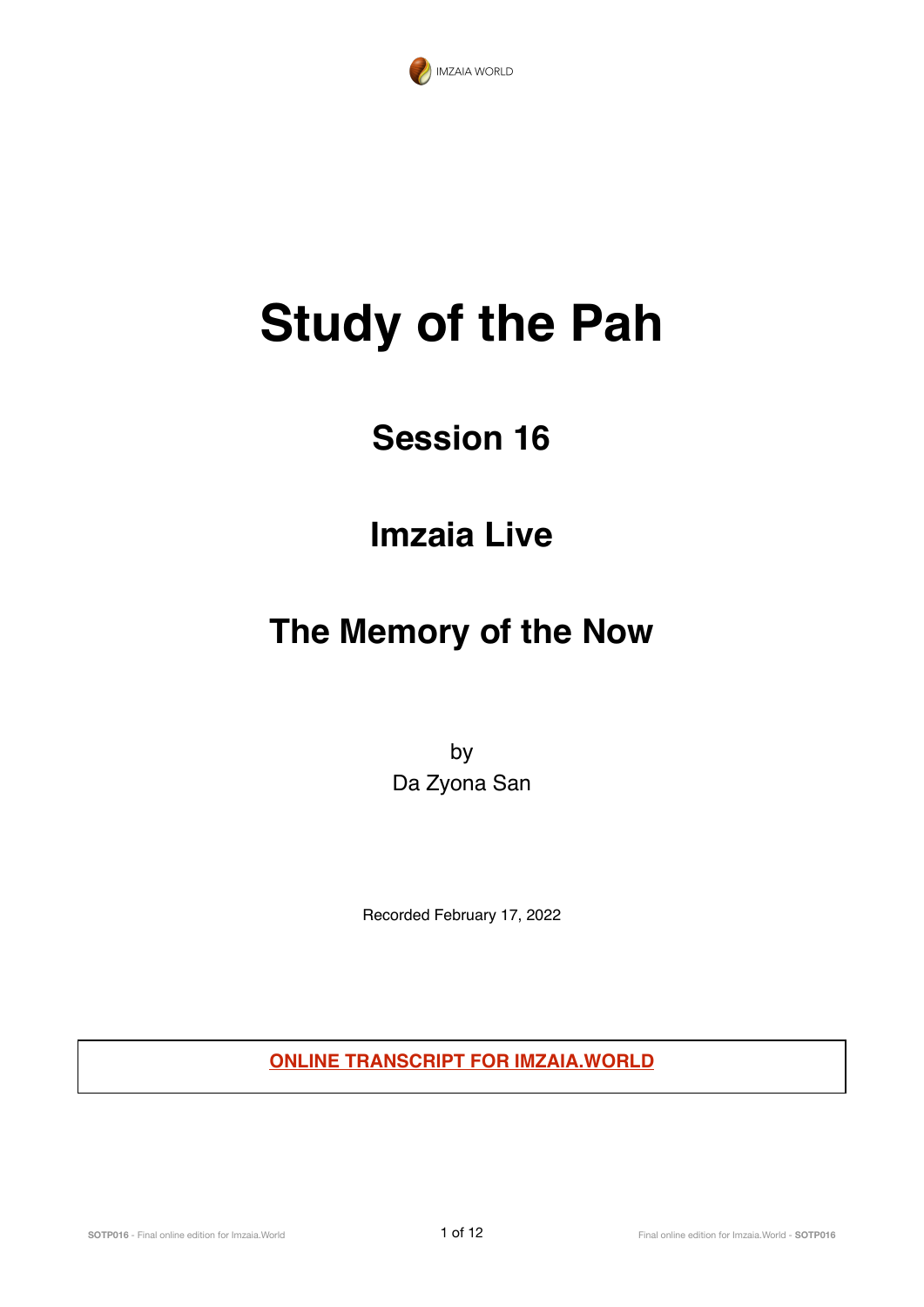IMZAIA WORLD

# Study of the Pah

## Session 16

## Imzaia Live

## The Memory of the Now

by
Da Zyona San

Recorded February 17, 2022

**ONLINE TRANSCRIPT FOR IMZAIA.WORLD**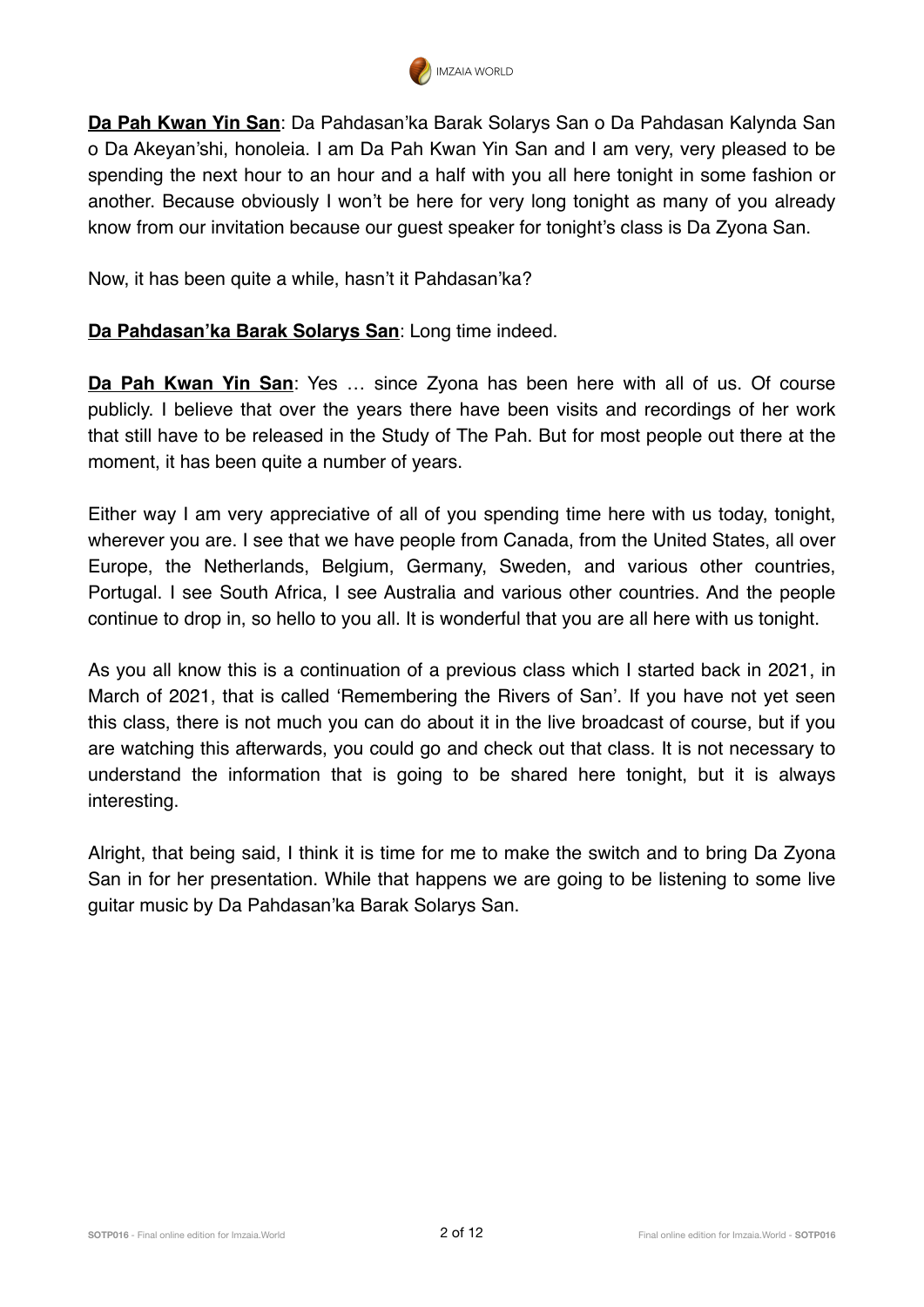**Da Pah Kwan Yin San**: Da Pahdasan'ka Barak Solarys San o Da Pahdasan Kalynda San o Da Akeyan'shi, honoleia. I am Da Pah Kwan Yin San and I am very, very pleased to be spending the next hour to an hour and a half with you all here tonight in some fashion or another. Because obviously I won't be here for very long tonight as many of you already know from our invitation because our guest speaker for tonight's class is Da Zyona San.

Now, it has been quite a while, hasn't it Pahdasan'ka?

**Da Pahdasan'ka Barak Solarys San**: Long time indeed.

**Da Pah Kwan Yin San**: Yes … since Zyona has been here with all of us. Of course publicly. I believe that over the years there have been visits and recordings of her work that still have to be released in the Study of The Pah. But for most people out there at the moment, it has been quite a number of years.

Either way I am very appreciative of all of you spending time here with us today, tonight, wherever you are. I see that we have people from Canada, from the United States, all over Europe, the Netherlands, Belgium, Germany, Sweden, and various other countries, Portugal. I see South Africa, I see Australia and various other countries. And the people continue to drop in, so hello to you all. It is wonderful that you are all here with us tonight.

As you all know this is a continuation of a previous class which I started back in 2021, in March of 2021, that is called 'Remembering the Rivers of San'. If you have not yet seen this class, there is not much you can do about it in the live broadcast of course, but if you are watching this afterwards, you could go and check out that class. It is not necessary to understand the information that is going to be shared here tonight, but it is always interesting.

Alright, that being said, I think it is time for me to make the switch and to bring Da Zyona San in for her presentation. While that happens we are going to be listening to some live guitar music by Da Pahdasan'ka Barak Solarys San.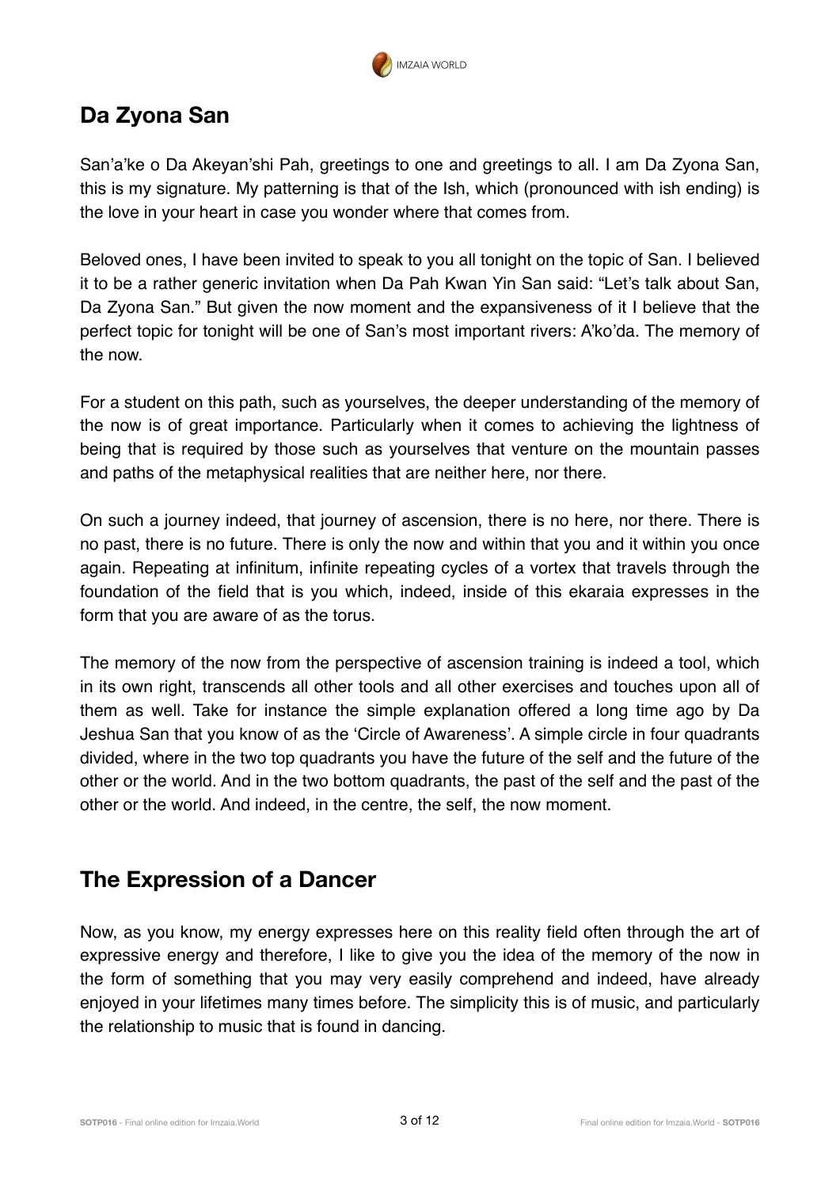## Da Zyona San

San'a'ke o Da Akeyan'shi Pah, greetings to one and greetings to all. I am Da Zyona San, this is my signature. My patterning is that of the Ish, which (pronounced with ish ending) is the love in your heart in case you wonder where that comes from.

Beloved ones, I have been invited to speak to you all tonight on the topic of San. I believed it to be a rather generic invitation when Da Pah Kwan Yin San said: "Let's talk about San, Da Zyona San." But given the now moment and the expansiveness of it I believe that the perfect topic for tonight will be one of San's most important rivers: A'ko'da. The memory of the now.

For a student on this path, such as yourselves, the deeper understanding of the memory of the now is of great importance. Particularly when it comes to achieving the lightness of being that is required by those such as yourselves that venture on the mountain passes and paths of the metaphysical realities that are neither here, nor there.

On such a journey indeed, that journey of ascension, there is no here, nor there. There is no past, there is no future. There is only the now and within that you and it within you once again. Repeating at infinitum, infinite repeating cycles of a vortex that travels through the foundation of the field that is you which, indeed, inside of this ekaraia expresses in the form that you are aware of as the torus.

The memory of the now from the perspective of ascension training is indeed a tool, which in its own right, transcends all other tools and all other exercises and touches upon all of them as well. Take for instance the simple explanation offered a long time ago by Da Jeshua San that you know of as the 'Circle of Awareness'. A simple circle in four quadrants divided, where in the two top quadrants you have the future of the self and the future of the other or the world. And in the two bottom quadrants, the past of the self and the past of the other or the world. And indeed, in the centre, the self, the now moment.

## The Expression of a Dancer

Now, as you know, my energy expresses here on this reality field often through the art of expressive energy and therefore, I like to give you the idea of the memory of the now in the form of something that you may very easily comprehend and indeed, have already enjoyed in your lifetimes many times before. The simplicity this is of music, and particularly the relationship to music that is found in dancing.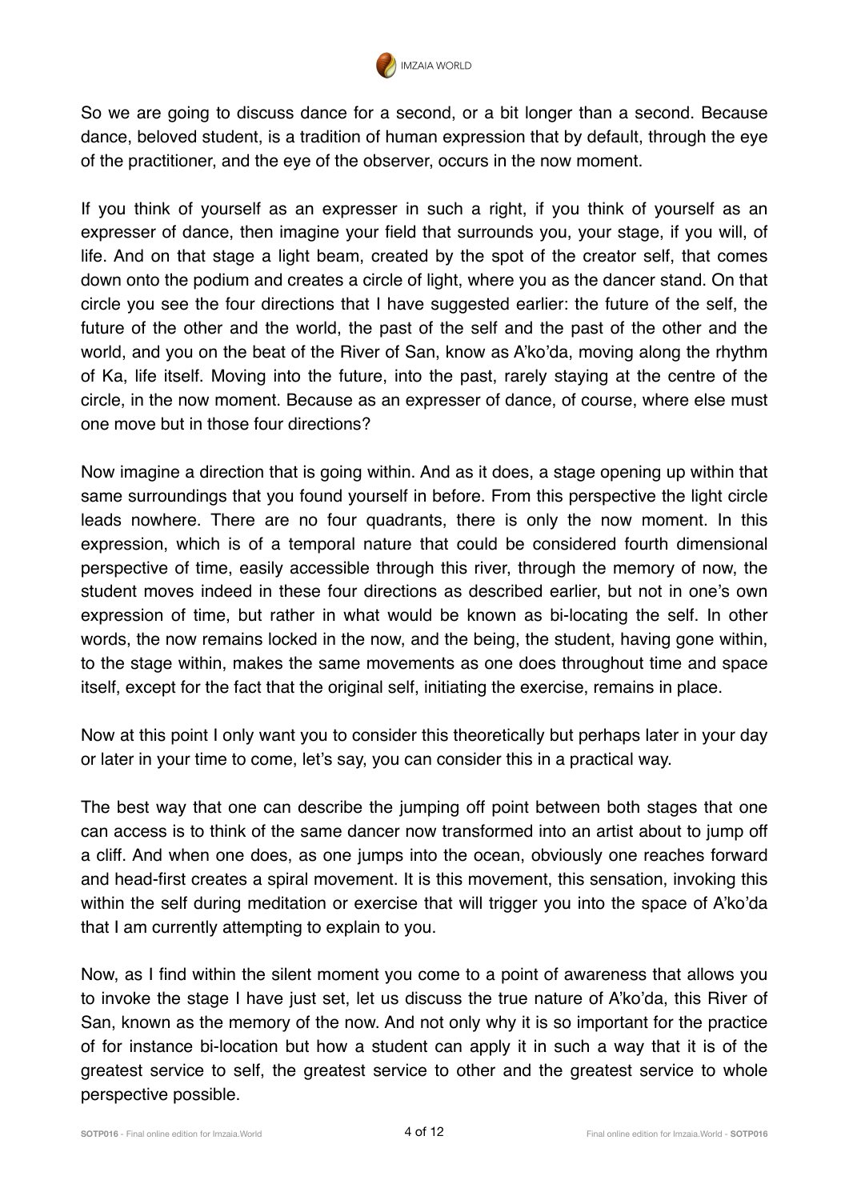So we are going to discuss dance for a second, or a bit longer than a second. Because dance, beloved student, is a tradition of human expression that by default, through the eye of the practitioner, and the eye of the observer, occurs in the now moment.

If you think of yourself as an expresser in such a right, if you think of yourself as an expresser of dance, then imagine your field that surrounds you, your stage, if you will, of life. And on that stage a light beam, created by the spot of the creator self, that comes down onto the podium and creates a circle of light, where you as the dancer stand. On that circle you see the four directions that I have suggested earlier: the future of the self, the future of the other and the world, the past of the self and the past of the other and the world, and you on the beat of the River of San, know as A'ko'da, moving along the rhythm of Ka, life itself. Moving into the future, into the past, rarely staying at the centre of the circle, in the now moment. Because as an expresser of dance, of course, where else must one move but in those four directions?

Now imagine a direction that is going within. And as it does, a stage opening up within that same surroundings that you found yourself in before. From this perspective the light circle leads nowhere. There are no four quadrants, there is only the now moment. In this expression, which is of a temporal nature that could be considered fourth dimensional perspective of time, easily accessible through this river, through the memory of now, the student moves indeed in these four directions as described earlier, but not in one's own expression of time, but rather in what would be known as bi-locating the self. In other words, the now remains locked in the now, and the being, the student, having gone within, to the stage within, makes the same movements as one does throughout time and space itself, except for the fact that the original self, initiating the exercise, remains in place.

Now at this point I only want you to consider this theoretically but perhaps later in your day or later in your time to come, let's say, you can consider this in a practical way.

The best way that one can describe the jumping off point between both stages that one can access is to think of the same dancer now transformed into an artist about to jump off a cliff. And when one does, as one jumps into the ocean, obviously one reaches forward and head-first creates a spiral movement. It is this movement, this sensation, invoking this within the self during meditation or exercise that will trigger you into the space of A'ko'da that I am currently attempting to explain to you.

Now, as I find within the silent moment you come to a point of awareness that allows you to invoke the stage I have just set, let us discuss the true nature of A'ko'da, this River of San, known as the memory of the now. And not only why it is so important for the practice of for instance bi-location but how a student can apply it in such a way that it is of the greatest service to self, the greatest service to other and the greatest service to whole perspective possible.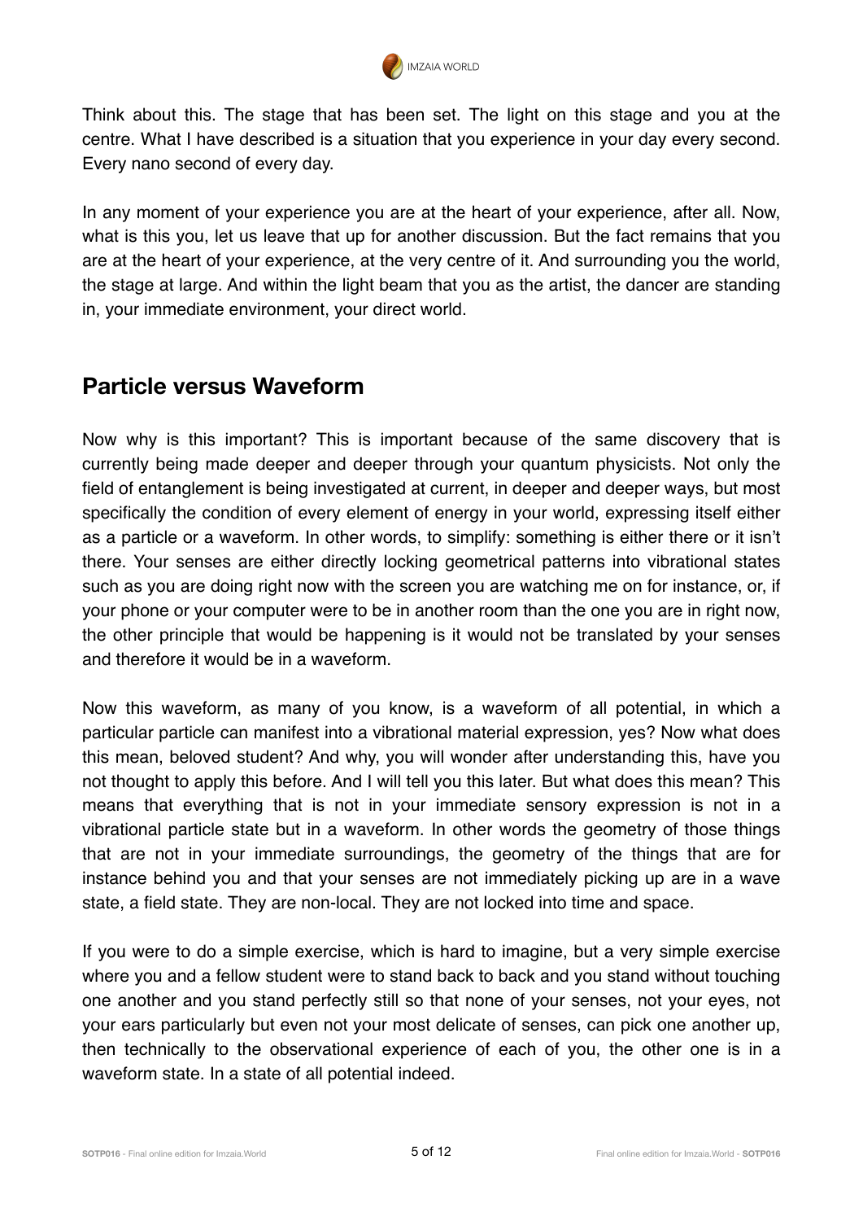Think about this. The stage that has been set. The light on this stage and you at the centre. What I have described is a situation that you experience in your day every second. Every nano second of every day.

In any moment of your experience you are at the heart of your experience, after all. Now, what is this you, let us leave that up for another discussion. But the fact remains that you are at the heart of your experience, at the very centre of it. And surrounding you the world, the stage at large. And within the light beam that you as the artist, the dancer are standing in, your immediate environment, your direct world.

## Particle versus Waveform

Now why is this important? This is important because of the same discovery that is currently being made deeper and deeper through your quantum physicists. Not only the field of entanglement is being investigated at current, in deeper and deeper ways, but most specifically the condition of every element of energy in your world, expressing itself either as a particle or a waveform. In other words, to simplify: something is either there or it isn't there. Your senses are either directly locking geometrical patterns into vibrational states such as you are doing right now with the screen you are watching me on for instance, or, if your phone or your computer were to be in another room than the one you are in right now, the other principle that would be happening is it would not be translated by your senses and therefore it would be in a waveform.

Now this waveform, as many of you know, is a waveform of all potential, in which a particular particle can manifest into a vibrational material expression, yes? Now what does this mean, beloved student? And why, you will wonder after understanding this, have you not thought to apply this before. And I will tell you this later. But what does this mean? This means that everything that is not in your immediate sensory expression is not in a vibrational particle state but in a waveform. In other words the geometry of those things that are not in your immediate surroundings, the geometry of the things that are for instance behind you and that your senses are not immediately picking up are in a wave state, a field state. They are non-local. They are not locked into time and space.

If you were to do a simple exercise, which is hard to imagine, but a very simple exercise where you and a fellow student were to stand back to back and you stand without touching one another and you stand perfectly still so that none of your senses, not your eyes, not your ears particularly but even not your most delicate of senses, can pick one another up, then technically to the observational experience of each of you, the other one is in a waveform state. In a state of all potential indeed.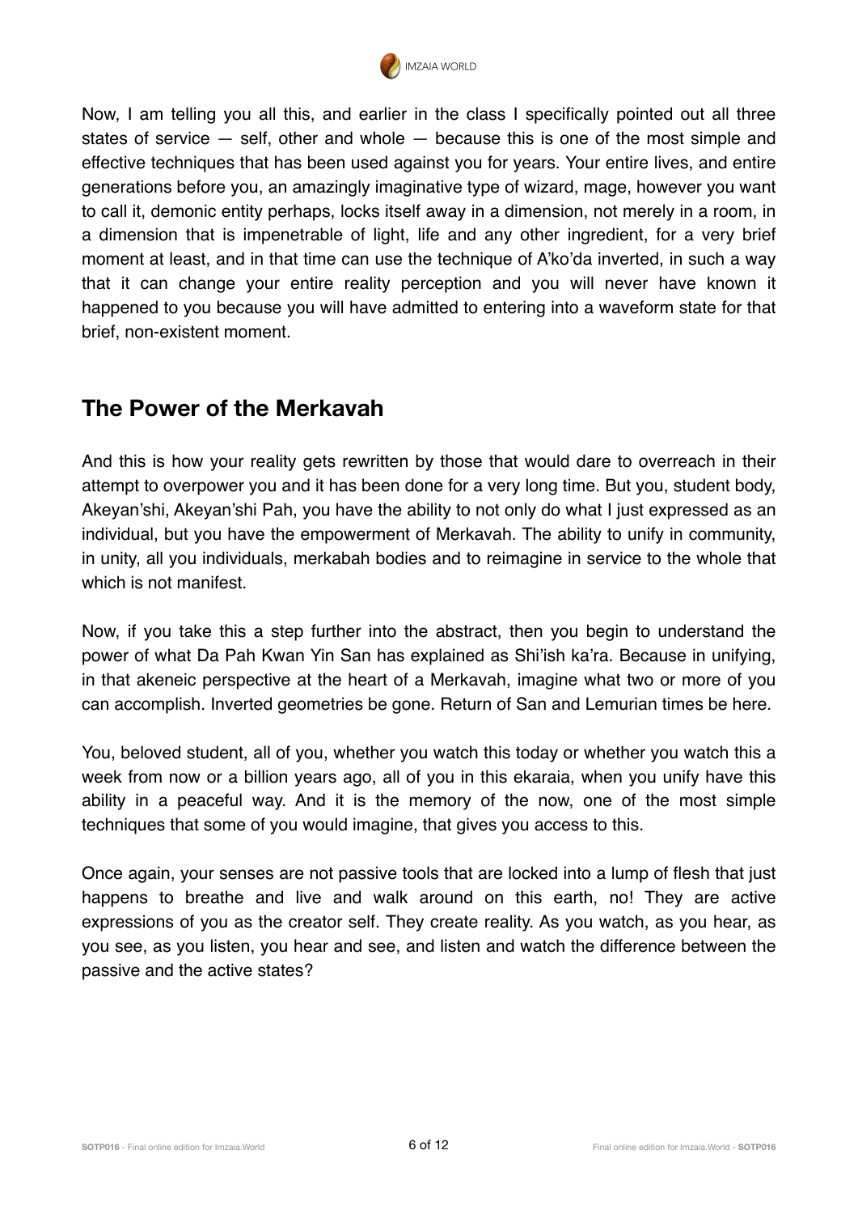Now, I am telling you all this, and earlier in the class I specifically pointed out all three states of service — self, other and whole — because this is one of the most simple and effective techniques that has been used against you for years. Your entire lives, and entire generations before you, an amazingly imaginative type of wizard, mage, however you want to call it, demonic entity perhaps, locks itself away in a dimension, not merely in a room, in a dimension that is impenetrable of light, life and any other ingredient, for a very brief moment at least, and in that time can use the technique of A'ko'da inverted, in such a way that it can change your entire reality perception and you will never have known it happened to you because you will have admitted to entering into a waveform state for that brief, non-existent moment.

## The Power of the Merkavah

And this is how your reality gets rewritten by those that would dare to overreach in their attempt to overpower you and it has been done for a very long time. But you, student body, Akeyan'shi, Akeyan'shi Pah, you have the ability to not only do what I just expressed as an individual, but you have the empowerment of Merkavah. The ability to unify in community, in unity, all you individuals, merkabah bodies and to reimagine in service to the whole that which is not manifest.

Now, if you take this a step further into the abstract, then you begin to understand the power of what Da Pah Kwan Yin San has explained as Shi'ish ka'ra. Because in unifying, in that akeneic perspective at the heart of a Merkavah, imagine what two or more of you can accomplish. Inverted geometries be gone. Return of San and Lemurian times be here.

You, beloved student, all of you, whether you watch this today or whether you watch this a week from now or a billion years ago, all of you in this ekaraia, when you unify have this ability in a peaceful way. And it is the memory of the now, one of the most simple techniques that some of you would imagine, that gives you access to this.

Once again, your senses are not passive tools that are locked into a lump of flesh that just happens to breathe and live and walk around on this earth, no! They are active expressions of you as the creator self. They create reality. As you watch, as you hear, as you see, as you listen, you hear and see, and listen and watch the difference between the passive and the active states?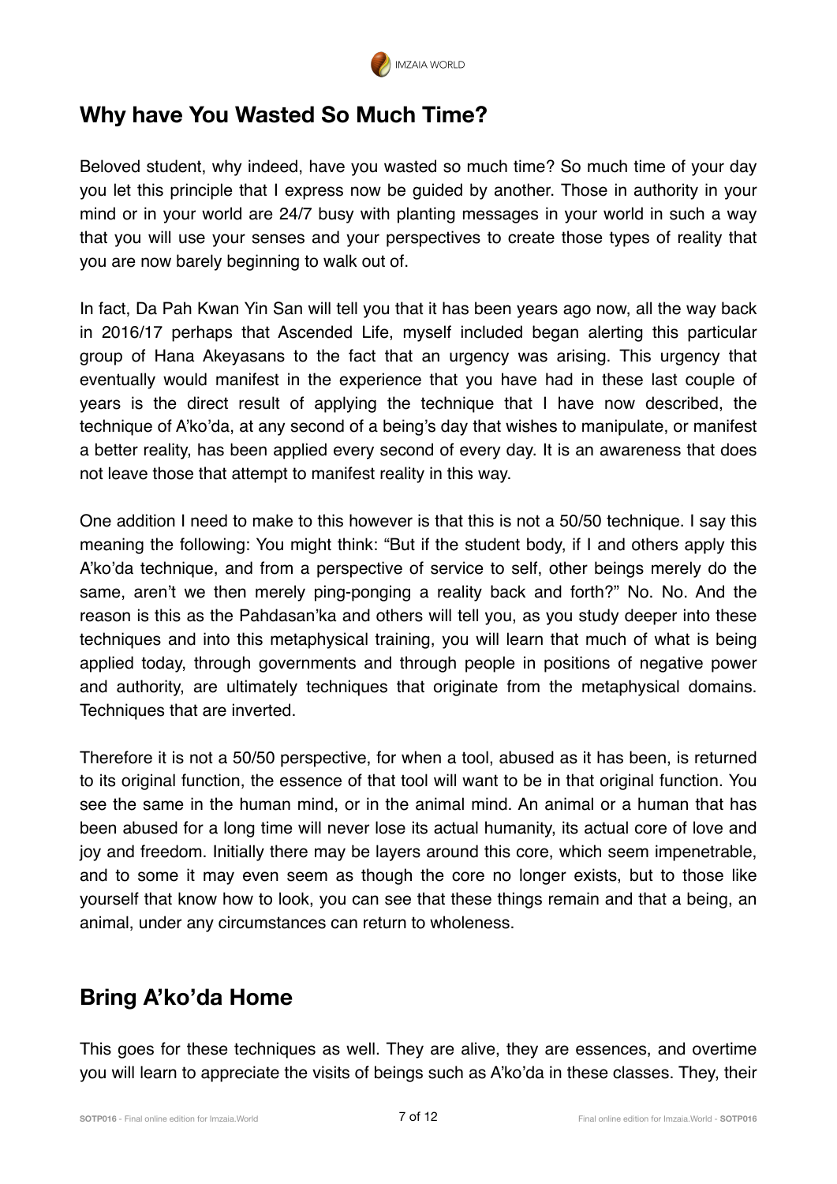## Why have You Wasted So Much Time?

Beloved student, why indeed, have you wasted so much time? So much time of your day you let this principle that I express now be guided by another. Those in authority in your mind or in your world are 24/7 busy with planting messages in your world in such a way that you will use your senses and your perspectives to create those types of reality that you are now barely beginning to walk out of.

In fact, Da Pah Kwan Yin San will tell you that it has been years ago now, all the way back in 2016/17 perhaps that Ascended Life, myself included began alerting this particular group of Hana Akeyasans to the fact that an urgency was arising. This urgency that eventually would manifest in the experience that you have had in these last couple of years is the direct result of applying the technique that I have now described, the technique of A'ko'da, at any second of a being's day that wishes to manipulate, or manifest a better reality, has been applied every second of every day. It is an awareness that does not leave those that attempt to manifest reality in this way.

One addition I need to make to this however is that this is not a 50/50 technique. I say this meaning the following: You might think: "But if the student body, if I and others apply this A'ko'da technique, and from a perspective of service to self, other beings merely do the same, aren't we then merely ping-ponging a reality back and forth?" No. No. And the reason is this as the Pahdasan'ka and others will tell you, as you study deeper into these techniques and into this metaphysical training, you will learn that much of what is being applied today, through governments and through people in positions of negative power and authority, are ultimately techniques that originate from the metaphysical domains. Techniques that are inverted.

Therefore it is not a 50/50 perspective, for when a tool, abused as it has been, is returned to its original function, the essence of that tool will want to be in that original function. You see the same in the human mind, or in the animal mind. An animal or a human that has been abused for a long time will never lose its actual humanity, its actual core of love and joy and freedom. Initially there may be layers around this core, which seem impenetrable, and to some it may even seem as though the core no longer exists, but to those like yourself that know how to look, you can see that these things remain and that a being, an animal, under any circumstances can return to wholeness.

## Bring A'ko'da Home

This goes for these techniques as well. They are alive, they are essences, and overtime you will learn to appreciate the visits of beings such as A'ko'da in these classes. They, their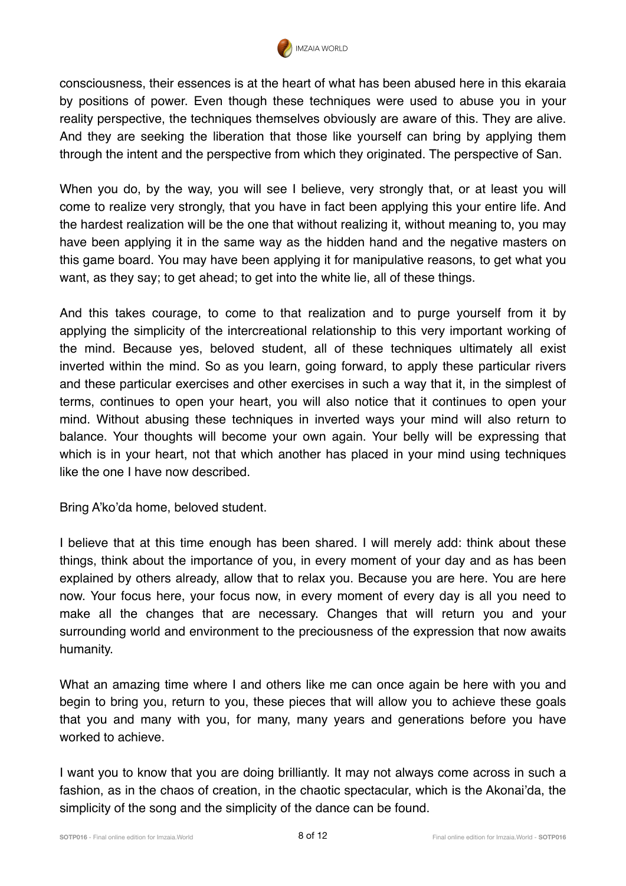consciousness, their essences is at the heart of what has been abused here in this ekaraia by positions of power. Even though these techniques were used to abuse you in your reality perspective, the techniques themselves obviously are aware of this. They are alive. And they are seeking the liberation that those like yourself can bring by applying them through the intent and the perspective from which they originated. The perspective of San.

When you do, by the way, you will see I believe, very strongly that, or at least you will come to realize very strongly, that you have in fact been applying this your entire life. And the hardest realization will be the one that without realizing it, without meaning to, you may have been applying it in the same way as the hidden hand and the negative masters on this game board. You may have been applying it for manipulative reasons, to get what you want, as they say; to get ahead; to get into the white lie, all of these things.

And this takes courage, to come to that realization and to purge yourself from it by applying the simplicity of the intercreational relationship to this very important working of the mind. Because yes, beloved student, all of these techniques ultimately all exist inverted within the mind. So as you learn, going forward, to apply these particular rivers and these particular exercises and other exercises in such a way that it, in the simplest of terms, continues to open your heart, you will also notice that it continues to open your mind. Without abusing these techniques in inverted ways your mind will also return to balance. Your thoughts will become your own again. Your belly will be expressing that which is in your heart, not that which another has placed in your mind using techniques like the one I have now described.

Bring A'ko'da home, beloved student.

I believe that at this time enough has been shared. I will merely add: think about these things, think about the importance of you, in every moment of your day and as has been explained by others already, allow that to relax you. Because you are here. You are here now. Your focus here, your focus now, in every moment of every day is all you need to make all the changes that are necessary. Changes that will return you and your surrounding world and environment to the preciousness of the expression that now awaits humanity.

What an amazing time where I and others like me can once again be here with you and begin to bring you, return to you, these pieces that will allow you to achieve these goals that you and many with you, for many, many years and generations before you have worked to achieve.

I want you to know that you are doing brilliantly. It may not always come across in such a fashion, as in the chaos of creation, in the chaotic spectacular, which is the Akonai'da, the simplicity of the song and the simplicity of the dance can be found.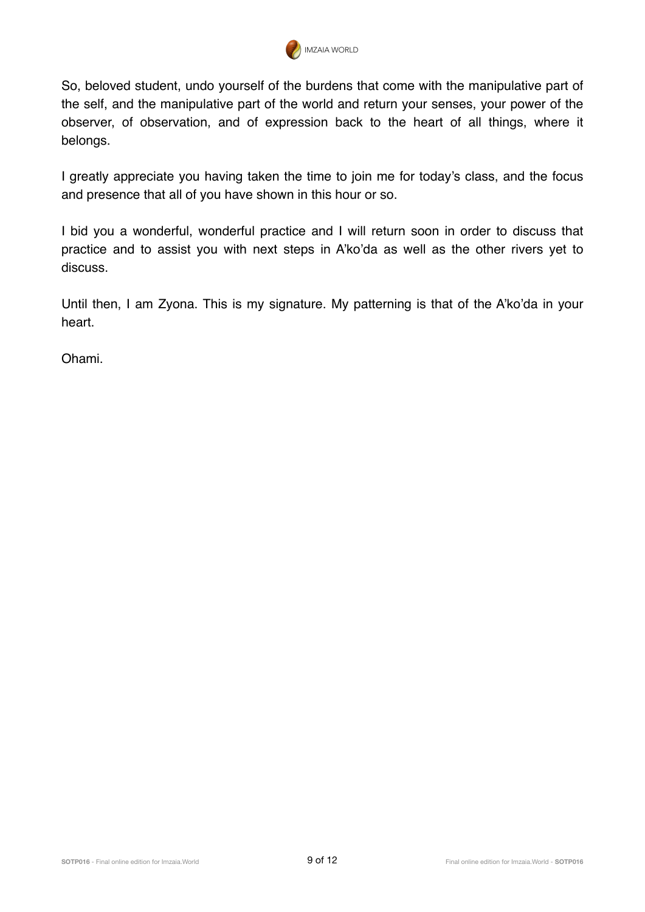So, beloved student, undo yourself of the burdens that come with the manipulative part of the self, and the manipulative part of the world and return your senses, your power of the observer, of observation, and of expression back to the heart of all things, where it belongs.

I greatly appreciate you having taken the time to join me for today's class, and the focus and presence that all of you have shown in this hour or so.

I bid you a wonderful, wonderful practice and I will return soon in order to discuss that practice and to assist you with next steps in A'ko'da as well as the other rivers yet to discuss.

Until then, I am Zyona. This is my signature. My patterning is that of the A'ko'da in your heart.

Ohami.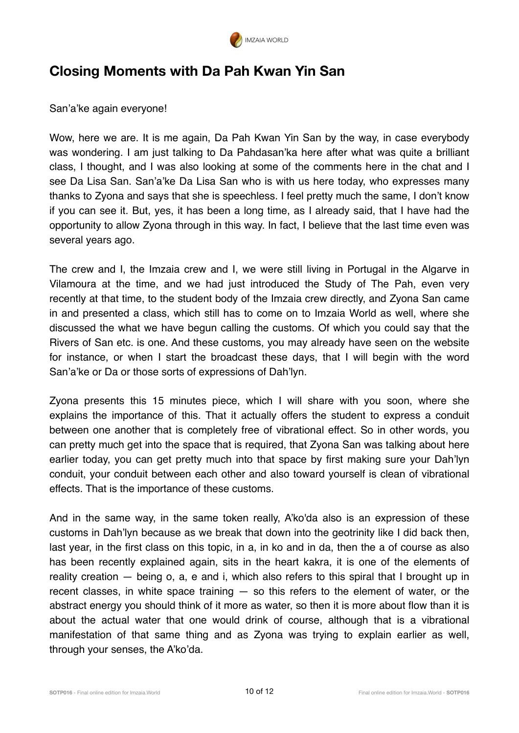## Closing Moments with Da Pah Kwan Yin San

San'a'ke again everyone!

Wow, here we are. It is me again, Da Pah Kwan Yin San by the way, in case everybody was wondering. I am just talking to Da Pahdasan'ka here after what was quite a brilliant class, I thought, and I was also looking at some of the comments here in the chat and I see Da Lisa San. San'a'ke Da Lisa San who is with us here today, who expresses many thanks to Zyona and says that she is speechless. I feel pretty much the same, I don't know if you can see it. But, yes, it has been a long time, as I already said, that I have had the opportunity to allow Zyona through in this way. In fact, I believe that the last time even was several years ago.

The crew and I, the Imzaia crew and I, we were still living in Portugal in the Algarve in Vilamoura at the time, and we had just introduced the Study of The Pah, even very recently at that time, to the student body of the Imzaia crew directly, and Zyona San came in and presented a class, which still has to come on to Imzaia World as well, where she discussed the what we have begun calling the customs. Of which you could say that the Rivers of San etc. is one. And these customs, you may already have seen on the website for instance, or when I start the broadcast these days, that I will begin with the word San'a'ke or Da or those sorts of expressions of Dah'lyn.

Zyona presents this 15 minutes piece, which I will share with you soon, where she explains the importance of this. That it actually offers the student to express a conduit between one another that is completely free of vibrational effect. So in other words, you can pretty much get into the space that is required, that Zyona San was talking about here earlier today, you can get pretty much into that space by first making sure your Dah'lyn conduit, your conduit between each other and also toward yourself is clean of vibrational effects. That is the importance of these customs.

And in the same way, in the same token really, A'ko'da also is an expression of these customs in Dah'lyn because as we break that down into the geotrinity like I did back then, last year, in the first class on this topic, in a, in ko and in da, then the a of course as also has been recently explained again, sits in the heart kakra, it is one of the elements of reality creation — being o, a, e and i, which also refers to this spiral that I brought up in recent classes, in white space training — so this refers to the element of water, or the abstract energy you should think of it more as water, so then it is more about flow than it is about the actual water that one would drink of course, although that is a vibrational manifestation of that same thing and as Zyona was trying to explain earlier as well, through your senses, the A'ko'da.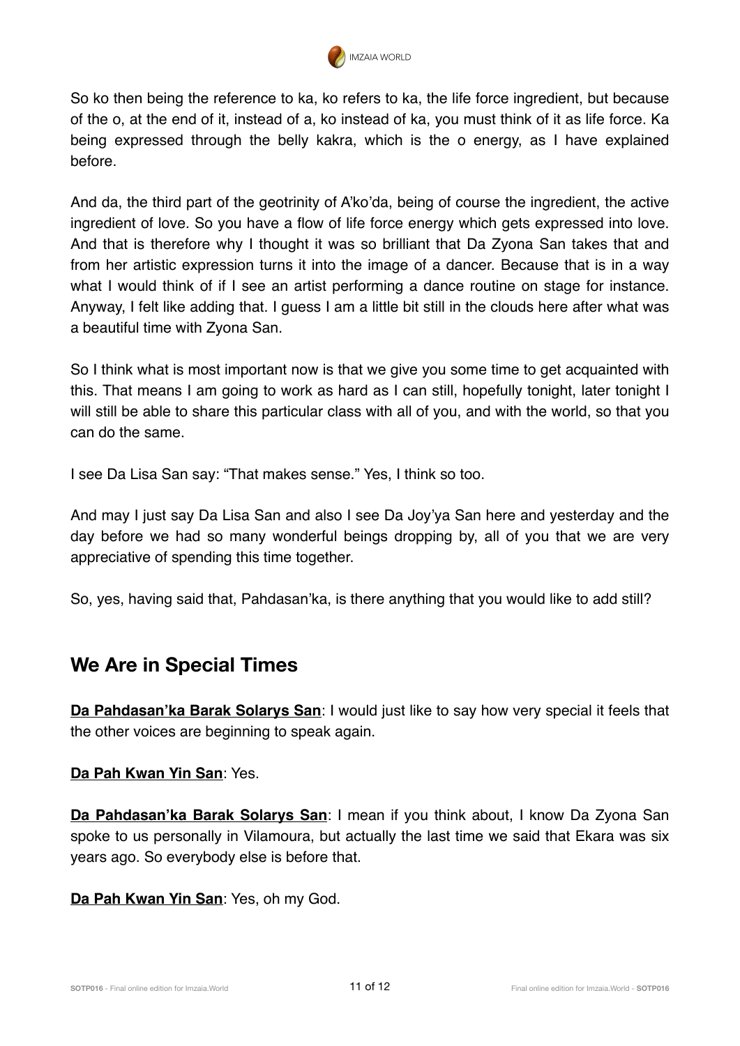So ko then being the reference to ka, ko refers to ka, the life force ingredient, but because of the o, at the end of it, instead of a, ko instead of ka, you must think of it as life force. Ka being expressed through the belly kakra, which is the o energy, as I have explained before.

And da, the third part of the geotrinity of A'ko'da, being of course the ingredient, the active ingredient of love. So you have a flow of life force energy which gets expressed into love. And that is therefore why I thought it was so brilliant that Da Zyona San takes that and from her artistic expression turns it into the image of a dancer. Because that is in a way what I would think of if I see an artist performing a dance routine on stage for instance. Anyway, I felt like adding that. I guess I am a little bit still in the clouds here after what was a beautiful time with Zyona San.

So I think what is most important now is that we give you some time to get acquainted with this. That means I am going to work as hard as I can still, hopefully tonight, later tonight I will still be able to share this particular class with all of you, and with the world, so that you can do the same.

I see Da Lisa San say: "That makes sense." Yes, I think so too.

And may I just say Da Lisa San and also I see Da Joy'ya San here and yesterday and the day before we had so many wonderful beings dropping by, all of you that we are very appreciative of spending this time together.

So, yes, having said that, Pahdasan'ka, is there anything that you would like to add still?

## We Are in Special Times

**Da Pahdasan'ka Barak Solarys San**: I would just like to say how very special it feels that the other voices are beginning to speak again.

**Da Pah Kwan Yin San**: Yes.

**Da Pahdasan'ka Barak Solarys San**: I mean if you think about, I know Da Zyona San spoke to us personally in Vilamoura, but actually the last time we said that Ekara was six years ago. So everybody else is before that.

**Da Pah Kwan Yin San**: Yes, oh my God.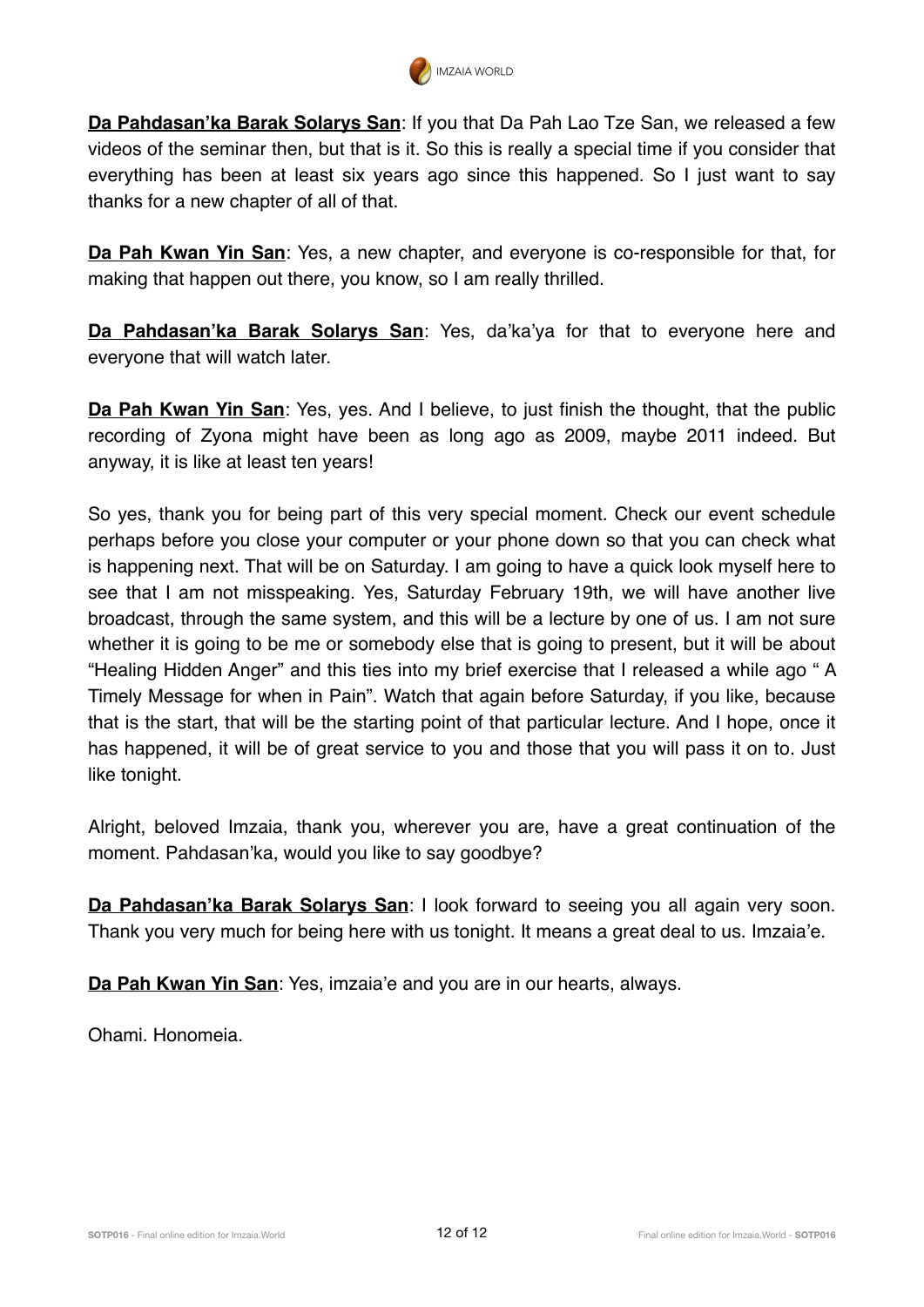**Da Pahdasan'ka Barak Solarys San**: If you that Da Pah Lao Tze San, we released a few videos of the seminar then, but that is it. So this is really a special time if you consider that everything has been at least six years ago since this happened. So I just want to say thanks for a new chapter of all of that.

**Da Pah Kwan Yin San**: Yes, a new chapter, and everyone is co-responsible for that, for making that happen out there, you know, so I am really thrilled.

**Da Pahdasan'ka Barak Solarys San**: Yes, da'ka'ya for that to everyone here and everyone that will watch later.

**Da Pah Kwan Yin San**: Yes, yes. And I believe, to just finish the thought, that the public recording of Zyona might have been as long ago as 2009, maybe 2011 indeed. But anyway, it is like at least ten years!

So yes, thank you for being part of this very special moment. Check our event schedule perhaps before you close your computer or your phone down so that you can check what is happening next. That will be on Saturday. I am going to have a quick look myself here to see that I am not misspeaking. Yes, Saturday February 19th, we will have another live broadcast, through the same system, and this will be a lecture by one of us. I am not sure whether it is going to be me or somebody else that is going to present, but it will be about "Healing Hidden Anger" and this ties into my brief exercise that I released a while ago " A Timely Message for when in Pain". Watch that again before Saturday, if you like, because that is the start, that will be the starting point of that particular lecture. And I hope, once it has happened, it will be of great service to you and those that you will pass it on to. Just like tonight.

Alright, beloved Imzaia, thank you, wherever you are, have a great continuation of the moment. Pahdasan'ka, would you like to say goodbye?

**Da Pahdasan'ka Barak Solarys San**: I look forward to seeing you all again very soon. Thank you very much for being here with us tonight. It means a great deal to us. Imzaia'e.

**Da Pah Kwan Yin San**: Yes, imzaia'e and you are in our hearts, always.

Ohami. Honomeia.